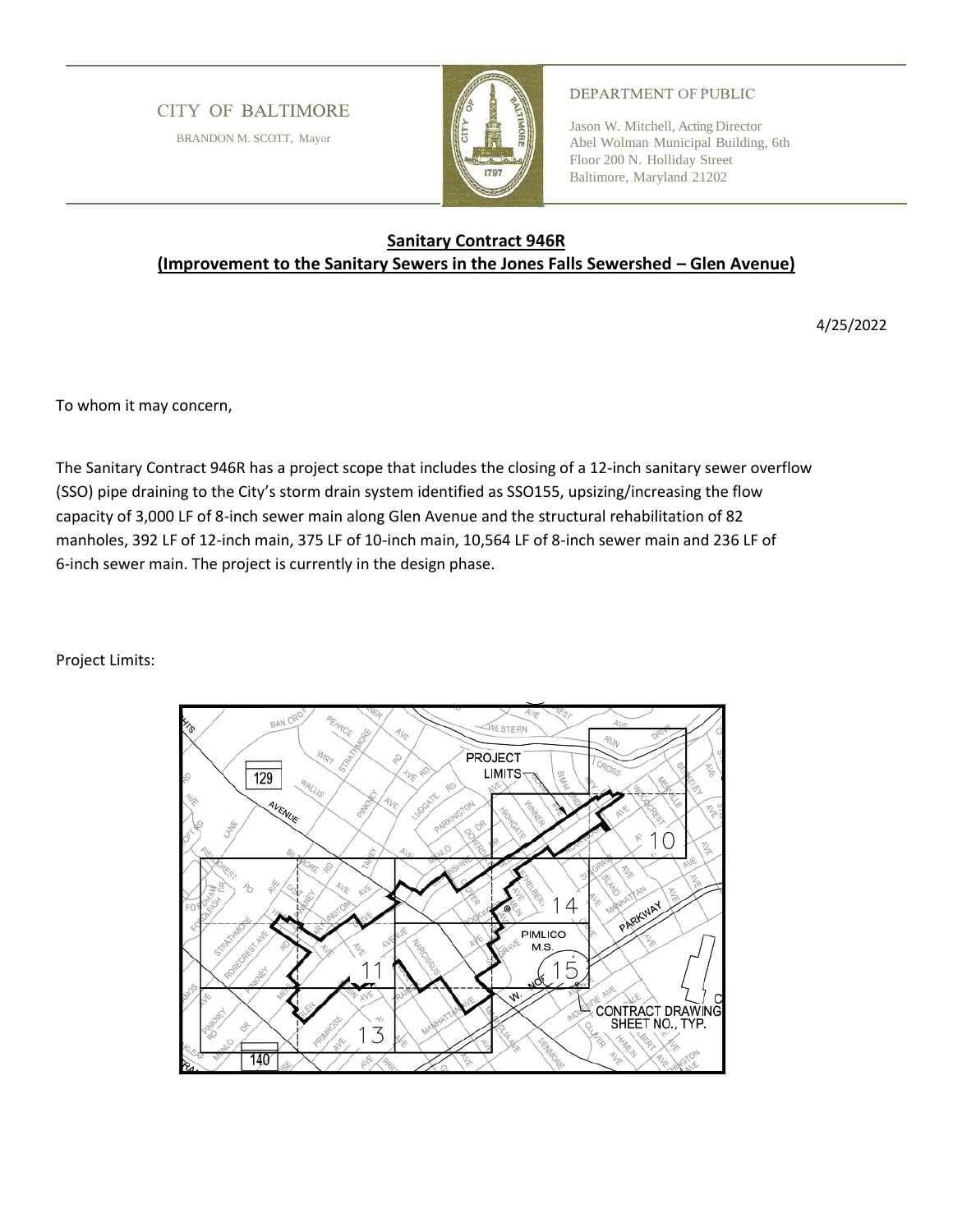CITY OF BALTIMORE

BRANDON M. SCOTT, Mayor

DEPARTMENT OF PUBLIC

Jason W. Mitchell, Acting Director
Abel Wolman Municipal Building, 6th Floor 200 N. Holliday Street
Baltimore, Maryland 21202

## Sanitary Contract 946R
## (Improvement to the Sanitary Sewers in the Jones Falls Sewershed – Glen Avenue)

4/25/2022

To whom it may concern,

The Sanitary Contract 946R has a project scope that includes the closing of a 12-inch sanitary sewer overflow (SSO) pipe draining to the City's storm drain system identified as SSO155, upsizing/increasing the flow capacity of 3,000 LF of 8-inch sewer main along Glen Avenue and the structural rehabilitation of 82 manholes, 392 LF of 12-inch main, 375 LF of 10-inch main, 10,564 LF of 8-inch sewer main and 236 LF of 6-inch sewer main. The project is currently in the design phase.

Project Limits: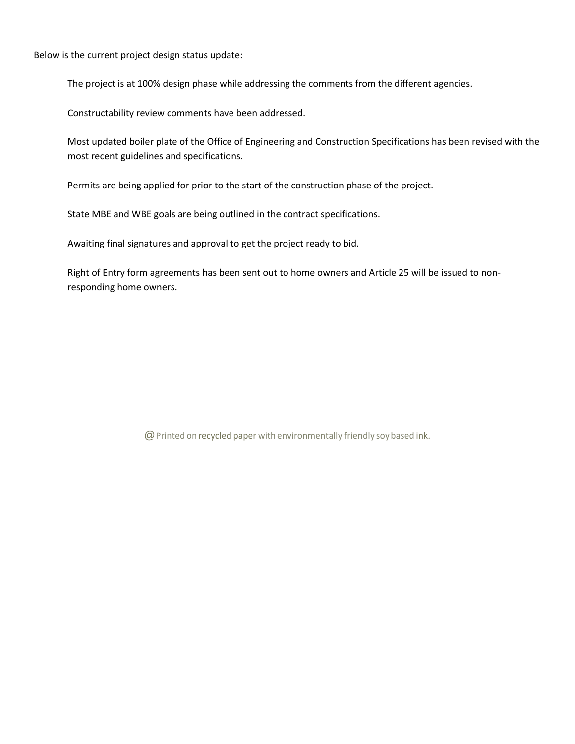Below is the current project design status update:

The project is at 100% design phase while addressing the comments from the different agencies.

Constructability review comments have been addressed.

Most updated boiler plate of the Office of Engineering and Construction Specifications has been revised with the most recent guidelines and specifications.

Permits are being applied for prior to the start of the construction phase of the project.

State MBE and WBE goals are being outlined in the contract specifications.

Awaiting final signatures and approval to get the project ready to bid.

Right of Entry form agreements has been sent out to home owners and Article 25 will be issued to non-responding home owners.

@ Printed on recycled paper with environmentally friendly soy based ink.